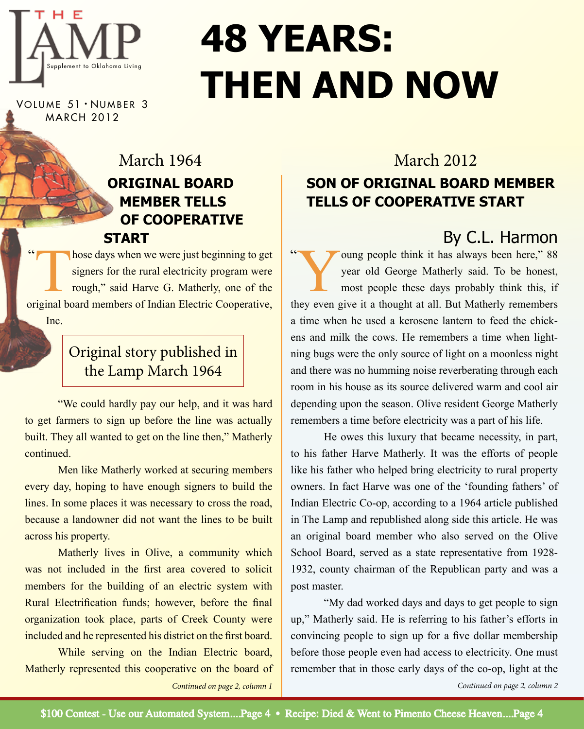THE LAMP

Supplement to Oklahoma Living

Volume 51 • Number 3
March 2012

# 48 YEARS: THEN AND NOW

## March 1964

### ORIGINAL BOARD MEMBER TELLS OF COOPERATIVE START

"Those days when we were just beginning to get signers for the rural electricity program were rough," said Harve G. Matherly, one of the original board members of Indian Electric Cooperative, Inc.

Original story published in the Lamp March 1964

"We could hardly pay our help, and it was hard to get farmers to sign up before the line was actually built. They all wanted to get on the line then," Matherly continued.

Men like Matherly worked at securing members every day, hoping to have enough signers to build the lines. In some places it was necessary to cross the road, because a landowner did not want the lines to be built across his property.

Matherly lives in Olive, a community which was not included in the first area covered to solicit members for the building of an electric system with Rural Electrification funds; however, before the final organization took place, parts of Creek County were included and he represented his district on the first board.

While serving on the Indian Electric board, Matherly represented this cooperative on the board of

*Continued on page 2, column 1*

## March 2012

### SON OF ORIGINAL BOARD MEMBER TELLS OF COOPERATIVE START

By C.L. Harmon

"Young people think it has always been here," 88 year old George Matherly said. To be honest, most people these days probably think this, if they even give it a thought at all. But Matherly remembers a time when he used a kerosene lantern to feed the chickens and milk the cows. He remembers a time when lightning bugs were the only source of light on a moonless night and there was no humming noise reverberating through each room in his house as its source delivered warm and cool air depending upon the season. Olive resident George Matherly remembers a time before electricity was a part of his life.

He owes this luxury that became necessity, in part, to his father Harve Matherly. It was the efforts of people like his father who helped bring electricity to rural property owners. In fact Harve was one of the 'founding fathers' of Indian Electric Co-op, according to a 1964 article published in The Lamp and republished along side this article. He was an original board member who also served on the Olive School Board, served as a state representative from 1928-1932, county chairman of the Republican party and was a post master.

"My dad worked days and days to get people to sign up," Matherly said. He is referring to his father's efforts in convincing people to sign up for a five dollar membership before those people even had access to electricity. One must remember that in those early days of the co-op, light at the

*Continued on page 2, column 2*

$100 Contest - Use our Automated System....Page 4 • Recipe: Died & Went to Pimento Cheese Heaven....Page 4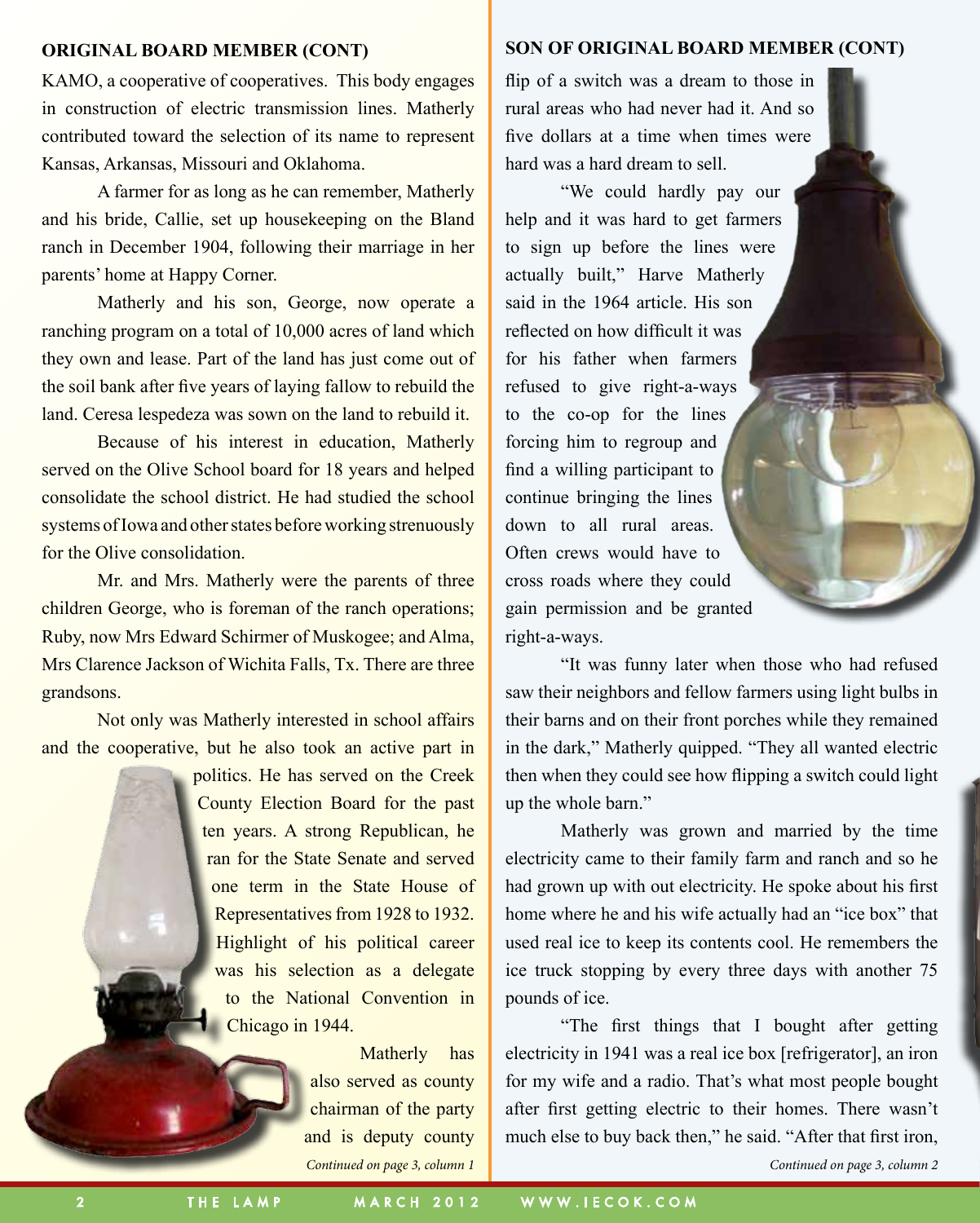## ORIGINAL BOARD MEMBER (CONT)

KAMO, a cooperative of cooperatives. This body engages in construction of electric transmission lines. Matherly contributed toward the selection of its name to represent Kansas, Arkansas, Missouri and Oklahoma.

A farmer for as long as he can remember, Matherly and his bride, Callie, set up housekeeping on the Bland ranch in December 1904, following their marriage in her parents' home at Happy Corner.

Matherly and his son, George, now operate a ranching program on a total of 10,000 acres of land which they own and lease. Part of the land has just come out of the soil bank after five years of laying fallow to rebuild the land. Ceresa lespedeza was sown on the land to rebuild it.

Because of his interest in education, Matherly served on the Olive School board for 18 years and helped consolidate the school district. He had studied the school systems of Iowa and other states before working strenuously for the Olive consolidation.

Mr. and Mrs. Matherly were the parents of three children George, who is foreman of the ranch operations; Ruby, now Mrs Edward Schirmer of Muskogee; and Alma, Mrs Clarence Jackson of Wichita Falls, Tx. There are three grandsons.

Not only was Matherly interested in school affairs and the cooperative, but he also took an active part in politics. He has served on the Creek County Election Board for the past ten years. A strong Republican, he ran for the State Senate and served one term in the State House of Representatives from 1928 to 1932. Highlight of his political career was his selection as a delegate to the National Convention in Chicago in 1944.

Matherly has also served as county chairman of the party and is deputy county

*Continued on page 3, column 1*

## SON OF ORIGINAL BOARD MEMBER (CONT)

flip of a switch was a dream to those in rural areas who had never had it. And so five dollars at a time when times were hard was a hard dream to sell.

"We could hardly pay our help and it was hard to get farmers to sign up before the lines were actually built," Harve Matherly said in the 1964 article. His son reflected on how difficult it was for his father when farmers refused to give right-a-ways to the co-op for the lines forcing him to regroup and find a willing participant to continue bringing the lines down to all rural areas. Often crews would have to cross roads where they could gain permission and be granted right-a-ways.

"It was funny later when those who had refused saw their neighbors and fellow farmers using light bulbs in their barns and on their front porches while they remained in the dark," Matherly quipped. "They all wanted electric then when they could see how flipping a switch could light up the whole barn."

Matherly was grown and married by the time electricity came to their family farm and ranch and so he had grown up with out electricity. He spoke about his first home where he and his wife actually had an "ice box" that used real ice to keep its contents cool. He remembers the ice truck stopping by every three days with another 75 pounds of ice.

"The first things that I bought after getting electricity in 1941 was a real ice box [refrigerator], an iron for my wife and a radio. That's what most people bought after first getting electric to their homes. There wasn't much else to buy back then," he said. "After that first iron,

*Continued on page 3, column 2*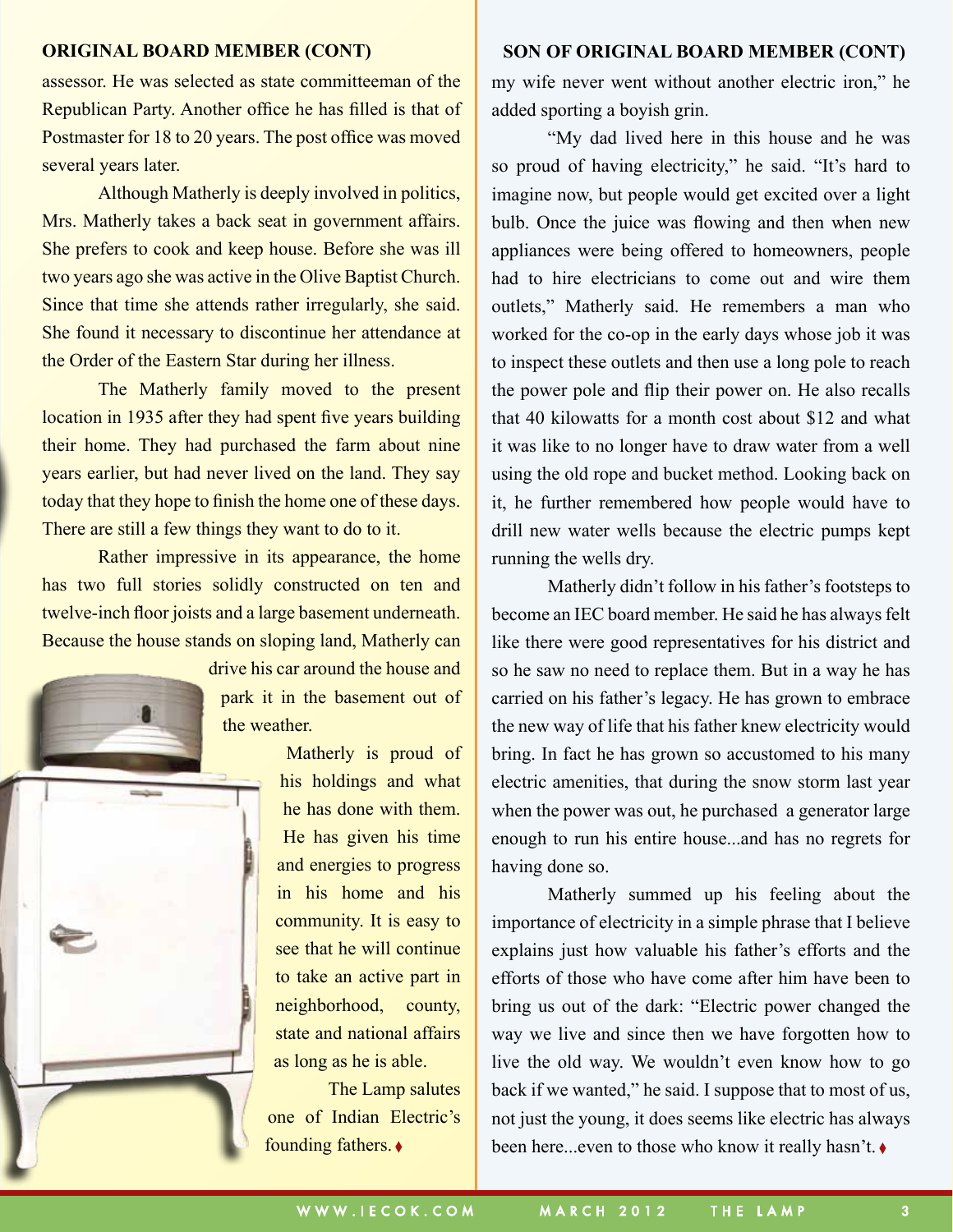## ORIGINAL BOARD MEMBER (CONT)

assessor. He was selected as state committeeman of the Republican Party. Another office he has filled is that of Postmaster for 18 to 20 years. The post office was moved several years later.

Although Matherly is deeply involved in politics, Mrs. Matherly takes a back seat in government affairs. She prefers to cook and keep house. Before she was ill two years ago she was active in the Olive Baptist Church. Since that time she attends rather irregularly, she said. She found it necessary to discontinue her attendance at the Order of the Eastern Star during her illness.

The Matherly family moved to the present location in 1935 after they had spent five years building their home. They had purchased the farm about nine years earlier, but had never lived on the land. They say today that they hope to finish the home one of these days. There are still a few things they want to do to it.

Rather impressive in its appearance, the home has two full stories solidly constructed on ten and twelve-inch floor joists and a large basement underneath. Because the house stands on sloping land, Matherly can drive his car around the house and park it in the basement out of the weather.

Matherly is proud of his holdings and what he has done with them. He has given his time and energies to progress in his home and his community. It is easy to see that he will continue to take an active part in neighborhood, county, state and national affairs as long as he is able.

The Lamp salutes one of Indian Electric's founding fathers. ♦

## SON OF ORIGINAL BOARD MEMBER (CONT)

my wife never went without another electric iron," he added sporting a boyish grin.

"My dad lived here in this house and he was so proud of having electricity," he said. "It's hard to imagine now, but people would get excited over a light bulb. Once the juice was flowing and then when new appliances were being offered to homeowners, people had to hire electricians to come out and wire them outlets," Matherly said. He remembers a man who worked for the co-op in the early days whose job it was to inspect these outlets and then use a long pole to reach the power pole and flip their power on. He also recalls that 40 kilowatts for a month cost about $12 and what it was like to no longer have to draw water from a well using the old rope and bucket method. Looking back on it, he further remembered how people would have to drill new water wells because the electric pumps kept running the wells dry.

Matherly didn't follow in his father's footsteps to become an IEC board member. He said he has always felt like there were good representatives for his district and so he saw no need to replace them. But in a way he has carried on his father's legacy. He has grown to embrace the new way of life that his father knew electricity would bring. In fact he has grown so accustomed to his many electric amenities, that during the snow storm last year when the power was out, he purchased a generator large enough to run his entire house...and has no regrets for having done so.

Matherly summed up his feeling about the importance of electricity in a simple phrase that I believe explains just how valuable his father's efforts and the efforts of those who have come after him have been to bring us out of the dark: "Electric power changed the way we live and since then we have forgotten how to live the old way. We wouldn't even know how to go back if we wanted," he said. I suppose that to most of us, not just the young, it does seems like electric has always been here...even to those who know it really hasn't. ♦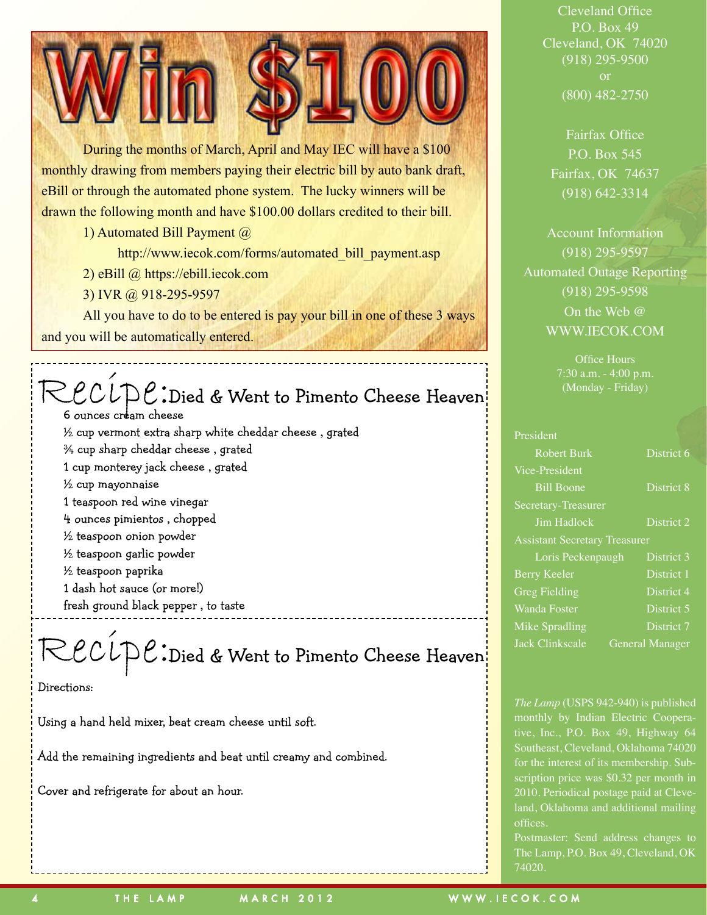# Win $100

During the months of March, April and May IEC will have a $100 monthly drawing from members paying their electric bill by auto bank draft, eBill or through the automated phone system. The lucky winners will be drawn the following month and have $100.00 dollars credited to their bill.

1) Automated Bill Payment @ http://www.iecok.com/forms/automated_bill_payment.asp
2) eBill @ https://ebill.iecok.com
3) IVR @ 918-295-9597

All you have to do to be entered is pay your bill in one of these 3 ways and you will be automatically entered.

## Recipe: Died & Went to Pimento Cheese Heaven

- 6 ounces cream cheese
- ½ cup vermont extra sharp white cheddar cheese , grated
- ¾ cup sharp cheddar cheese , grated
- 1 cup monterey jack cheese , grated
- ½ cup mayonnaise
- 1 teaspoon red wine vinegar
- 4 ounces pimientos , chopped
- ½ teaspoon onion powder
- ½ teaspoon garlic powder
- ½ teaspoon paprika
- 1 dash hot sauce (or more!)
- fresh ground black pepper , to taste

## Recipe: Died & Went to Pimento Cheese Heaven

Directions:

Using a hand held mixer, beat cream cheese until soft.

Add the remaining ingredients and beat until creamy and combined.

Cover and refrigerate for about an hour.

---

Cleveland Office
P.O. Box 49
Cleveland, OK 74020
(918) 295-9500
or
(800) 482-2750

Fairfax Office
P.O. Box 545
Fairfax, OK 74637
(918) 642-3314

Account Information
(918) 295-9597
Automated Outage Reporting
(918) 295-9598
On the Web @
WWW.IECOK.COM

Office Hours
7:30 a.m. - 4:00 p.m.
(Monday - Friday)

President
Robert Burk — District 6
Vice-President
Bill Boone — District 8
Secretary-Treasurer
Jim Hadlock — District 2
Assistant Secretary Treasurer
Loris Peckenpaugh — District 3
Berry Keeler — District 1
Greg Fielding — District 4
Wanda Foster — District 5
Mike Spradling — District 7
Jack Clinkscale — General Manager

*The Lamp* (USPS 942-940) is published monthly by Indian Electric Cooperative, Inc., P.O. Box 49, Highway 64 Southeast, Cleveland, Oklahoma 74020 for the interest of its membership. Subscription price was $0.32 per month in 2010. Periodical postage paid at Cleveland, Oklahoma and additional mailing offices.

Postmaster: Send address changes to The Lamp, P.O. Box 49, Cleveland, OK 74020.